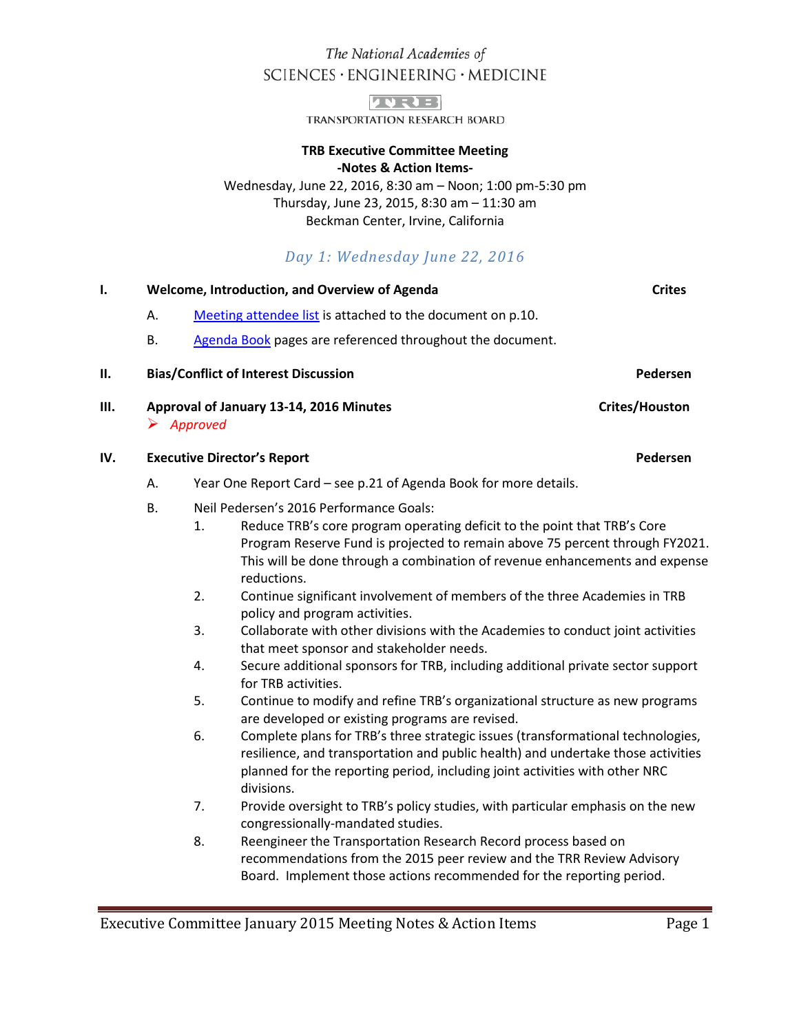The National Academies of
SCIENCES · ENGINEERING · MEDICINE

TRB
TRANSPORTATION RESEARCH BOARD

**TRB Executive Committee Meeting**
**-Notes & Action Items-**
Wednesday, June 22, 2016, 8:30 am – Noon; 1:00 pm-5:30 pm
Thursday, June 23, 2015, 8:30 am – 11:30 am
Beckman Center, Irvine, California

## *Day 1: Wednesday June 22, 2016*

**I. Welcome, Introduction, and Overview of Agenda** — **Crites**

A. Meeting attendee list is attached to the document on p.10.

B. Agenda Book pages are referenced throughout the document.

**II. Bias/Conflict of Interest Discussion** — **Pedersen**

**III. Approval of January 13-14, 2016 Minutes** — **Crites/Houston**

➢ *Approved*

**IV. Executive Director's Report** — **Pedersen**

A. Year One Report Card – see p.21 of Agenda Book for more details.

B. Neil Pedersen's 2016 Performance Goals:

1. Reduce TRB's core program operating deficit to the point that TRB's Core Program Reserve Fund is projected to remain above 75 percent through FY2021. This will be done through a combination of revenue enhancements and expense reductions.
2. Continue significant involvement of members of the three Academies in TRB policy and program activities.
3. Collaborate with other divisions with the Academies to conduct joint activities that meet sponsor and stakeholder needs.
4. Secure additional sponsors for TRB, including additional private sector support for TRB activities.
5. Continue to modify and refine TRB's organizational structure as new programs are developed or existing programs are revised.
6. Complete plans for TRB's three strategic issues (transformational technologies, resilience, and transportation and public health) and undertake those activities planned for the reporting period, including joint activities with other NRC divisions.
7. Provide oversight to TRB's policy studies, with particular emphasis on the new congressionally-mandated studies.
8. Reengineer the Transportation Research Record process based on recommendations from the 2015 peer review and the TRR Review Advisory Board. Implement those actions recommended for the reporting period.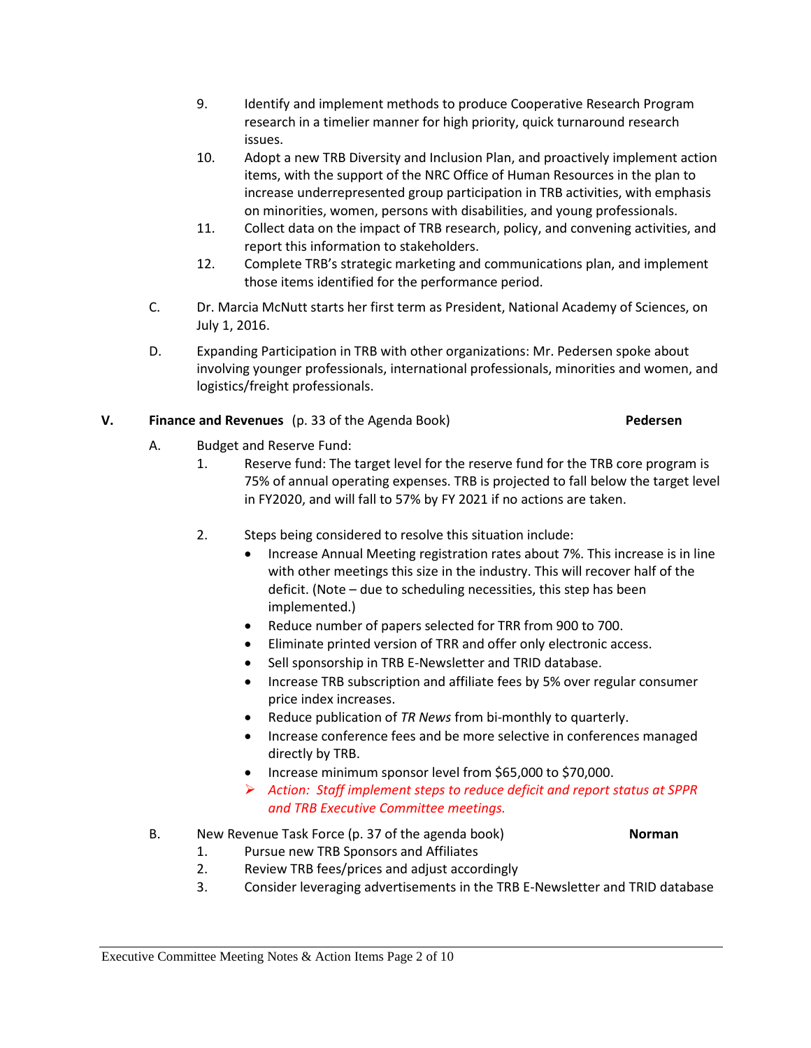9. Identify and implement methods to produce Cooperative Research Program research in a timelier manner for high priority, quick turnaround research issues.
10. Adopt a new TRB Diversity and Inclusion Plan, and proactively implement action items, with the support of the NRC Office of Human Resources in the plan to increase underrepresented group participation in TRB activities, with emphasis on minorities, women, persons with disabilities, and young professionals.
11. Collect data on the impact of TRB research, policy, and convening activities, and report this information to stakeholders.
12. Complete TRB's strategic marketing and communications plan, and implement those items identified for the performance period.

C. Dr. Marcia McNutt starts her first term as President, National Academy of Sciences, on July 1, 2016.

D. Expanding Participation in TRB with other organizations: Mr. Pedersen spoke about involving younger professionals, international professionals, minorities and women, and logistics/freight professionals.

## V. Finance and Revenues (p. 33 of the Agenda Book) — **Pedersen**

A. Budget and Reserve Fund:

1. Reserve fund: The target level for the reserve fund for the TRB core program is 75% of annual operating expenses. TRB is projected to fall below the target level in FY2020, and will fall to 57% by FY 2021 if no actions are taken.

2. Steps being considered to resolve this situation include:
   - Increase Annual Meeting registration rates about 7%. This increase is in line with other meetings this size in the industry. This will recover half of the deficit. (Note – due to scheduling necessities, this step has been implemented.)
   - Reduce number of papers selected for TRR from 900 to 700.
   - Eliminate printed version of TRR and offer only electronic access.
   - Sell sponsorship in TRB E-Newsletter and TRID database.
   - Increase TRB subscription and affiliate fees by 5% over regular consumer price index increases.
   - Reduce publication of *TR News* from bi-monthly to quarterly.
   - Increase conference fees and be more selective in conferences managed directly by TRB.
   - Increase minimum sponsor level from $65,000 to $70,000.
   - ➢ *Action: Staff implement steps to reduce deficit and report status at SPPR and TRB Executive Committee meetings.*

B. New Revenue Task Force (p. 37 of the agenda book) — **Norman**

1. Pursue new TRB Sponsors and Affiliates
2. Review TRB fees/prices and adjust accordingly
3. Consider leveraging advertisements in the TRB E-Newsletter and TRID database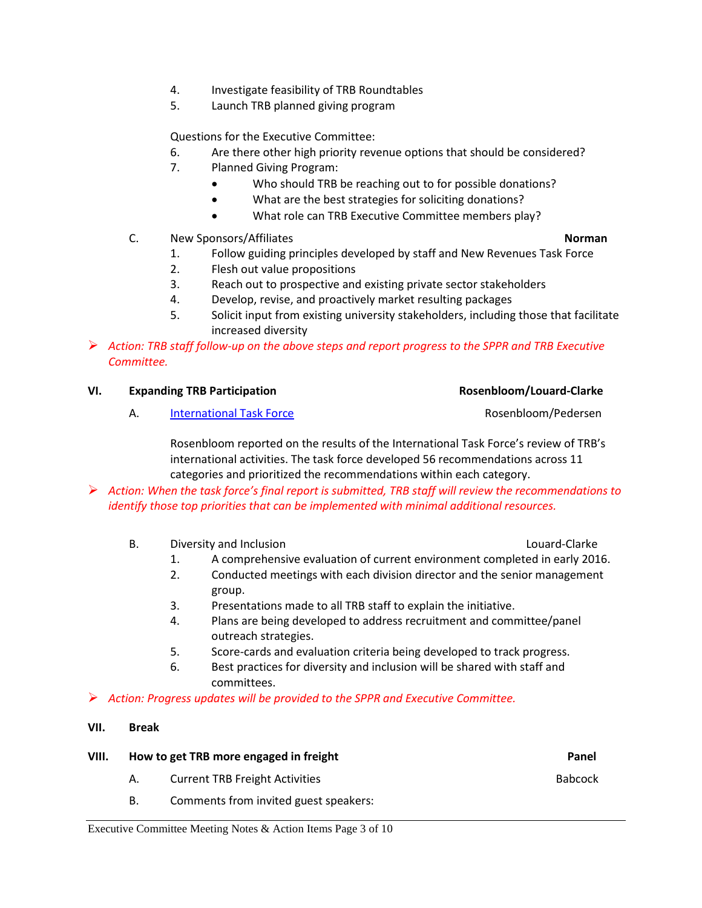4. Investigate feasibility of TRB Roundtables
5. Launch TRB planned giving program

Questions for the Executive Committee:

6. Are there other high priority revenue options that should be considered?
7. Planned Giving Program:
   - Who should TRB be reaching out to for possible donations?
   - What are the best strategies for soliciting donations?
   - What role can TRB Executive Committee members play?

C. New Sponsors/Affiliates **Norman**

1. Follow guiding principles developed by staff and New Revenues Task Force
2. Flesh out value propositions
3. Reach out to prospective and existing private sector stakeholders
4. Develop, revise, and proactively market resulting packages
5. Solicit input from existing university stakeholders, including those that facilitate increased diversity

➢ *Action: TRB staff follow-up on the above steps and report progress to the SPPR and TRB Executive Committee.*

**VI. Expanding TRB Participation** **Rosenbloom/Louard-Clarke**

A. [International Task Force]() Rosenbloom/Pedersen

Rosenbloom reported on the results of the International Task Force's review of TRB's international activities. The task force developed 56 recommendations across 11 categories and prioritized the recommendations within each category.

➢ *Action: When the task force's final report is submitted, TRB staff will review the recommendations to identify those top priorities that can be implemented with minimal additional resources.*

B. Diversity and Inclusion Louard-Clarke

1. A comprehensive evaluation of current environment completed in early 2016.
2. Conducted meetings with each division director and the senior management group.
3. Presentations made to all TRB staff to explain the initiative.
4. Plans are being developed to address recruitment and committee/panel outreach strategies.
5. Score-cards and evaluation criteria being developed to track progress.
6. Best practices for diversity and inclusion will be shared with staff and committees.

➢ *Action: Progress updates will be provided to the SPPR and Executive Committee.*

**VII. Break**

**VIII. How to get TRB more engaged in freight** **Panel**

A. Current TRB Freight Activities Babcock

B. Comments from invited guest speakers: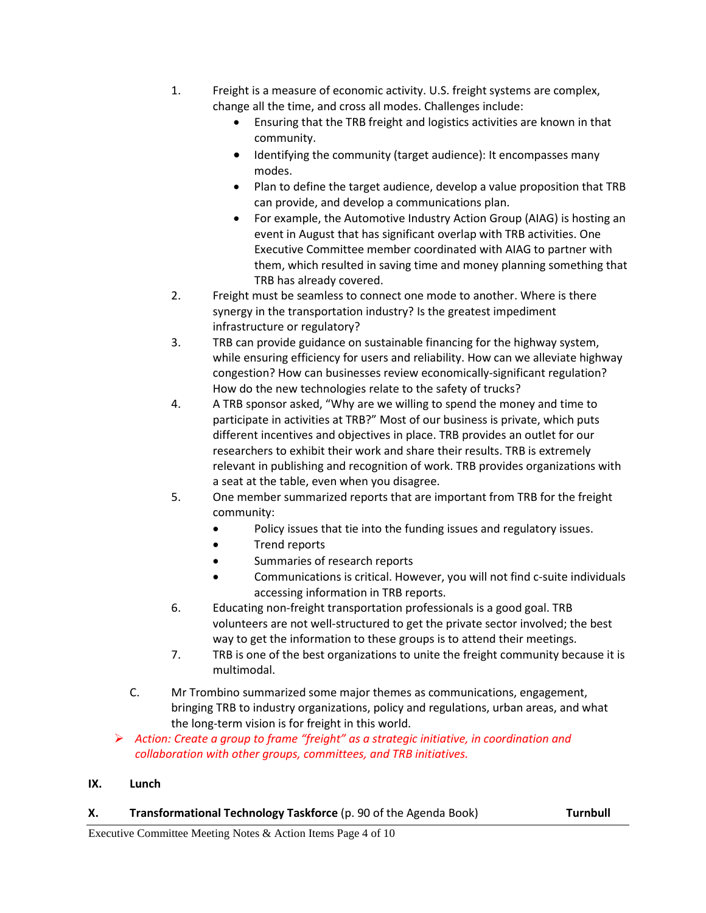1. Freight is a measure of economic activity. U.S. freight systems are complex, change all the time, and cross all modes. Challenges include:
    - Ensuring that the TRB freight and logistics activities are known in that community.
    - Identifying the community (target audience): It encompasses many modes.
    - Plan to define the target audience, develop a value proposition that TRB can provide, and develop a communications plan.
    - For example, the Automotive Industry Action Group (AIAG) is hosting an event in August that has significant overlap with TRB activities. One Executive Committee member coordinated with AIAG to partner with them, which resulted in saving time and money planning something that TRB has already covered.
2. Freight must be seamless to connect one mode to another. Where is there synergy in the transportation industry? Is the greatest impediment infrastructure or regulatory?
3. TRB can provide guidance on sustainable financing for the highway system, while ensuring efficiency for users and reliability. How can we alleviate highway congestion? How can businesses review economically-significant regulation? How do the new technologies relate to the safety of trucks?
4. A TRB sponsor asked, "Why are we willing to spend the money and time to participate in activities at TRB?" Most of our business is private, which puts different incentives and objectives in place. TRB provides an outlet for our researchers to exhibit their work and share their results. TRB is extremely relevant in publishing and recognition of work. TRB provides organizations with a seat at the table, even when you disagree.
5. One member summarized reports that are important from TRB for the freight community:
    - Policy issues that tie into the funding issues and regulatory issues.
    - Trend reports
    - Summaries of research reports
    - Communications is critical. However, you will not find c-suite individuals accessing information in TRB reports.
6. Educating non-freight transportation professionals is a good goal. TRB volunteers are not well-structured to get the private sector involved; the best way to get the information to these groups is to attend their meetings.
7. TRB is one of the best organizations to unite the freight community because it is multimodal.

C. Mr Trombino summarized some major themes as communications, engagement, bringing TRB to industry organizations, policy and regulations, urban areas, and what the long-term vision is for freight in this world.

- *Action: Create a group to frame "freight" as a strategic initiative, in coordination and collaboration with other groups, committees, and TRB initiatives.*

## IX. Lunch

## X. Transformational Technology Taskforce (p. 90 of the Agenda Book) — Turnbull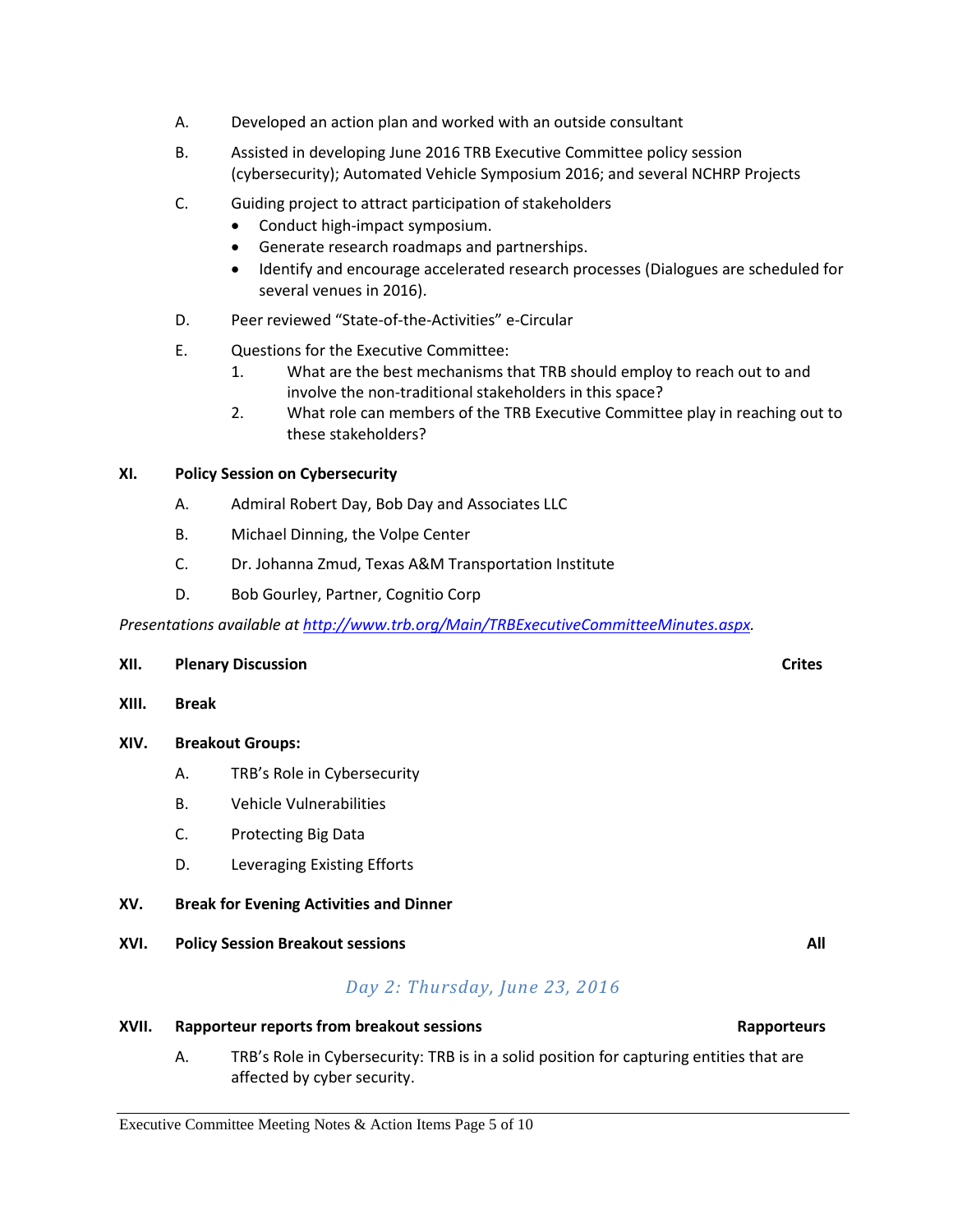A. Developed an action plan and worked with an outside consultant

B. Assisted in developing June 2016 TRB Executive Committee policy session (cybersecurity); Automated Vehicle Symposium 2016; and several NCHRP Projects

C. Guiding project to attract participation of stakeholders
   - Conduct high-impact symposium.
   - Generate research roadmaps and partnerships.
   - Identify and encourage accelerated research processes (Dialogues are scheduled for several venues in 2016).

D. Peer reviewed "State-of-the-Activities" e-Circular

E. Questions for the Executive Committee:
   1. What are the best mechanisms that TRB should employ to reach out to and involve the non-traditional stakeholders in this space?
   2. What role can members of the TRB Executive Committee play in reaching out to these stakeholders?

**XI. Policy Session on Cybersecurity**

A. Admiral Robert Day, Bob Day and Associates LLC

B. Michael Dinning, the Volpe Center

C. Dr. Johanna Zmud, Texas A&M Transportation Institute

D. Bob Gourley, Partner, Cognitio Corp

*Presentations available at [http://www.trb.org/Main/TRBExecutiveCommitteeMinutes.aspx](http://www.trb.org/Main/TRBExecutiveCommitteeMinutes.aspx).*

**XII. Plenary Discussion** **Crites**

**XIII. Break**

**XIV. Breakout Groups:**

A. TRB's Role in Cybersecurity

B. Vehicle Vulnerabilities

C. Protecting Big Data

D. Leveraging Existing Efforts

**XV. Break for Evening Activities and Dinner**

**XVI. Policy Session Breakout sessions** **All**

## *Day 2: Thursday, June 23, 2016*

**XVII. Rapporteur reports from breakout sessions** **Rapporteurs**

A. TRB's Role in Cybersecurity: TRB is in a solid position for capturing entities that are affected by cyber security.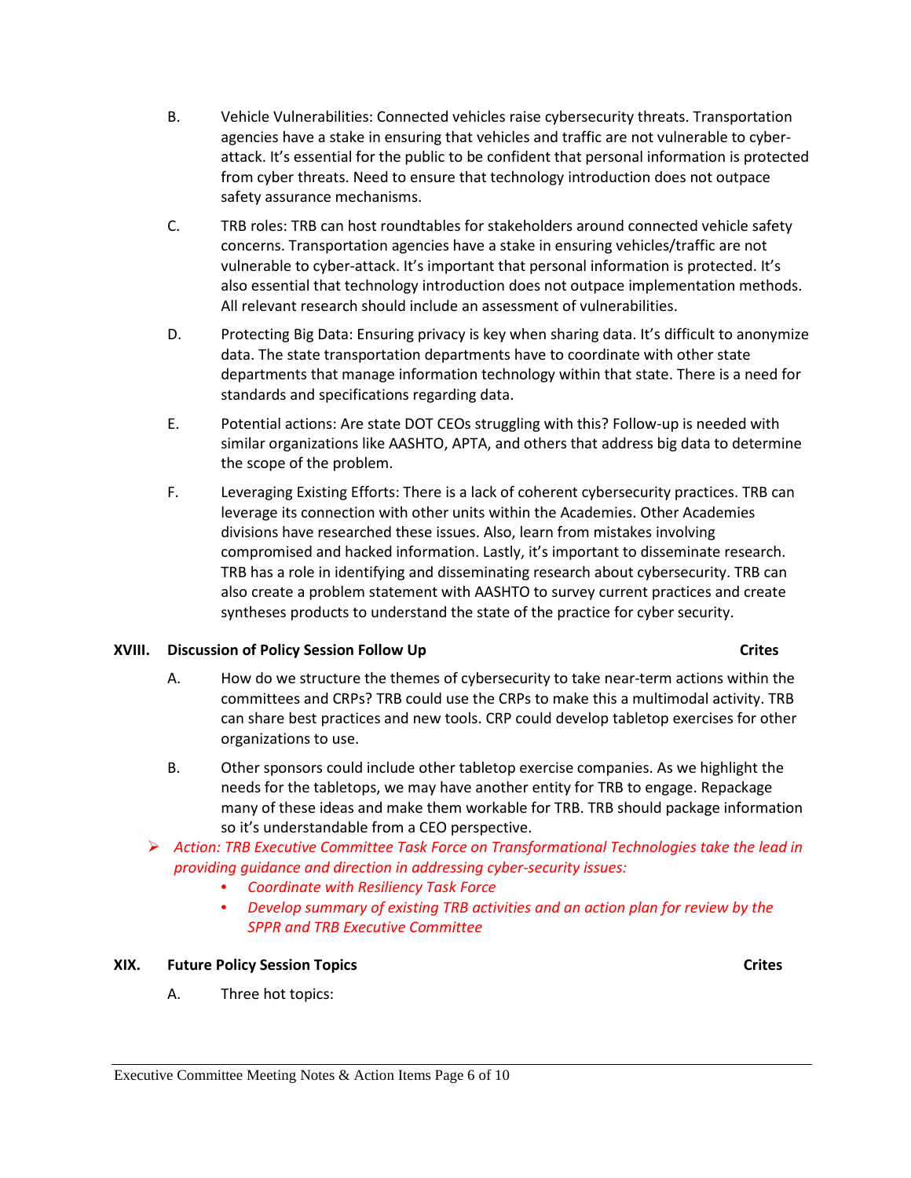B. Vehicle Vulnerabilities: Connected vehicles raise cybersecurity threats. Transportation agencies have a stake in ensuring that vehicles and traffic are not vulnerable to cyber-attack. It's essential for the public to be confident that personal information is protected from cyber threats. Need to ensure that technology introduction does not outpace safety assurance mechanisms.

C. TRB roles: TRB can host roundtables for stakeholders around connected vehicle safety concerns. Transportation agencies have a stake in ensuring vehicles/traffic are not vulnerable to cyber-attack. It's important that personal information is protected. It's also essential that technology introduction does not outpace implementation methods. All relevant research should include an assessment of vulnerabilities.

D. Protecting Big Data: Ensuring privacy is key when sharing data. It's difficult to anonymize data. The state transportation departments have to coordinate with other state departments that manage information technology within that state. There is a need for standards and specifications regarding data.

E. Potential actions: Are state DOT CEOs struggling with this? Follow-up is needed with similar organizations like AASHTO, APTA, and others that address big data to determine the scope of the problem.

F. Leveraging Existing Efforts: There is a lack of coherent cybersecurity practices. TRB can leverage its connection with other units within the Academies. Other Academies divisions have researched these issues. Also, learn from mistakes involving compromised and hacked information. Lastly, it's important to disseminate research. TRB has a role in identifying and disseminating research about cybersecurity. TRB can also create a problem statement with AASHTO to survey current practices and create syntheses products to understand the state of the practice for cyber security.

## XVIII. Discussion of Policy Session Follow Up — Crites

A. How do we structure the themes of cybersecurity to take near-term actions within the committees and CRPs? TRB could use the CRPs to make this a multimodal activity. TRB can share best practices and new tools. CRP could develop tabletop exercises for other organizations to use.

B. Other sponsors could include other tabletop exercise companies. As we highlight the needs for the tabletops, we may have another entity for TRB to engage. Repackage many of these ideas and make them workable for TRB. TRB should package information so it's understandable from a CEO perspective.

- *Action: TRB Executive Committee Task Force on Transformational Technologies take the lead in providing guidance and direction in addressing cyber-security issues:*
  - *Coordinate with Resiliency Task Force*
  - *Develop summary of existing TRB activities and an action plan for review by the SPPR and TRB Executive Committee*

## XIX. Future Policy Session Topics — Crites

A. Three hot topics: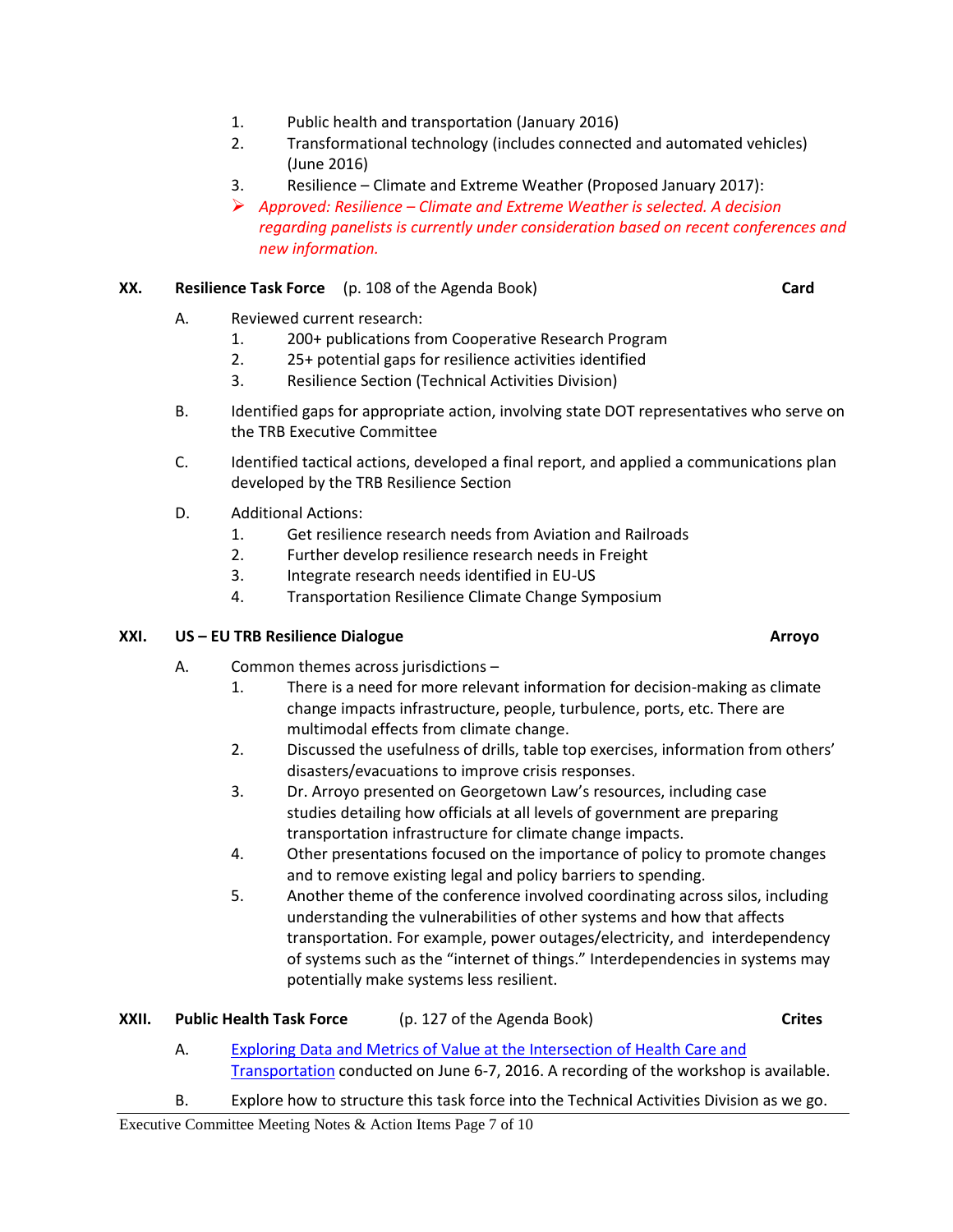1. Public health and transportation (January 2016)
2. Transformational technology (includes connected and automated vehicles) (June 2016)
3. Resilience – Climate and Extreme Weather (Proposed January 2017):
   - *Approved: Resilience – Climate and Extreme Weather is selected. A decision regarding panelists is currently under consideration based on recent conferences and new information.*

## XX. Resilience Task Force (p. 108 of the Agenda Book) — Card

A. Reviewed current research:
   1. 200+ publications from Cooperative Research Program
   2. 25+ potential gaps for resilience activities identified
   3. Resilience Section (Technical Activities Division)

B. Identified gaps for appropriate action, involving state DOT representatives who serve on the TRB Executive Committee

C. Identified tactical actions, developed a final report, and applied a communications plan developed by the TRB Resilience Section

D. Additional Actions:
   1. Get resilience research needs from Aviation and Railroads
   2. Further develop resilience research needs in Freight
   3. Integrate research needs identified in EU-US
   4. Transportation Resilience Climate Change Symposium

## XXI. US – EU TRB Resilience Dialogue — Arroyo

A. Common themes across jurisdictions –
   1. There is a need for more relevant information for decision-making as climate change impacts infrastructure, people, turbulence, ports, etc. There are multimodal effects from climate change.
   2. Discussed the usefulness of drills, table top exercises, information from others' disasters/evacuations to improve crisis responses.
   3. Dr. Arroyo presented on Georgetown Law's resources, including case studies detailing how officials at all levels of government are preparing transportation infrastructure for climate change impacts.
   4. Other presentations focused on the importance of policy to promote changes and to remove existing legal and policy barriers to spending.
   5. Another theme of the conference involved coordinating across silos, including understanding the vulnerabilities of other systems and how that affects transportation. For example, power outages/electricity, and interdependency of systems such as the "internet of things." Interdependencies in systems may potentially make systems less resilient.

## XXII. Public Health Task Force (p. 127 of the Agenda Book) — Crites

A. Exploring Data and Metrics of Value at the Intersection of Health Care and Transportation conducted on June 6-7, 2016. A recording of the workshop is available.

B. Explore how to structure this task force into the Technical Activities Division as we go.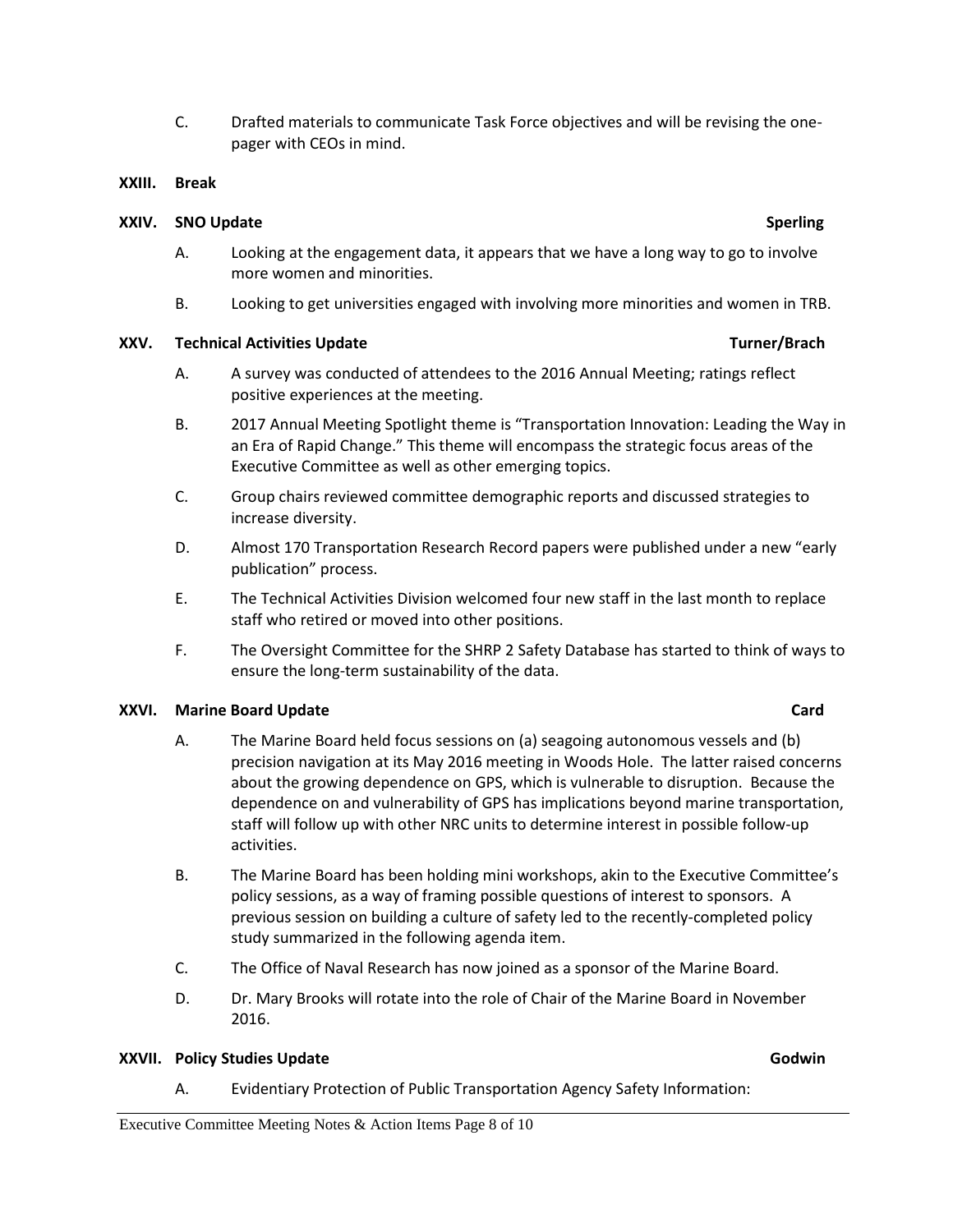C. Drafted materials to communicate Task Force objectives and will be revising the one-pager with CEOs in mind.

**XXIII. Break**

**XXIV. SNO Update** **Sperling**

A. Looking at the engagement data, it appears that we have a long way to go to involve more women and minorities.

B. Looking to get universities engaged with involving more minorities and women in TRB.

**XXV. Technical Activities Update** **Turner/Brach**

A. A survey was conducted of attendees to the 2016 Annual Meeting; ratings reflect positive experiences at the meeting.

B. 2017 Annual Meeting Spotlight theme is "Transportation Innovation: Leading the Way in an Era of Rapid Change." This theme will encompass the strategic focus areas of the Executive Committee as well as other emerging topics.

C. Group chairs reviewed committee demographic reports and discussed strategies to increase diversity.

D. Almost 170 Transportation Research Record papers were published under a new "early publication" process.

E. The Technical Activities Division welcomed four new staff in the last month to replace staff who retired or moved into other positions.

F. The Oversight Committee for the SHRP 2 Safety Database has started to think of ways to ensure the long-term sustainability of the data.

**XXVI. Marine Board Update** **Card**

A. The Marine Board held focus sessions on (a) seagoing autonomous vessels and (b) precision navigation at its May 2016 meeting in Woods Hole. The latter raised concerns about the growing dependence on GPS, which is vulnerable to disruption. Because the dependence on and vulnerability of GPS has implications beyond marine transportation, staff will follow up with other NRC units to determine interest in possible follow-up activities.

B. The Marine Board has been holding mini workshops, akin to the Executive Committee's policy sessions, as a way of framing possible questions of interest to sponsors. A previous session on building a culture of safety led to the recently-completed policy study summarized in the following agenda item.

C. The Office of Naval Research has now joined as a sponsor of the Marine Board.

D. Dr. Mary Brooks will rotate into the role of Chair of the Marine Board in November 2016.

**XXVII. Policy Studies Update** **Godwin**

A. Evidentiary Protection of Public Transportation Agency Safety Information: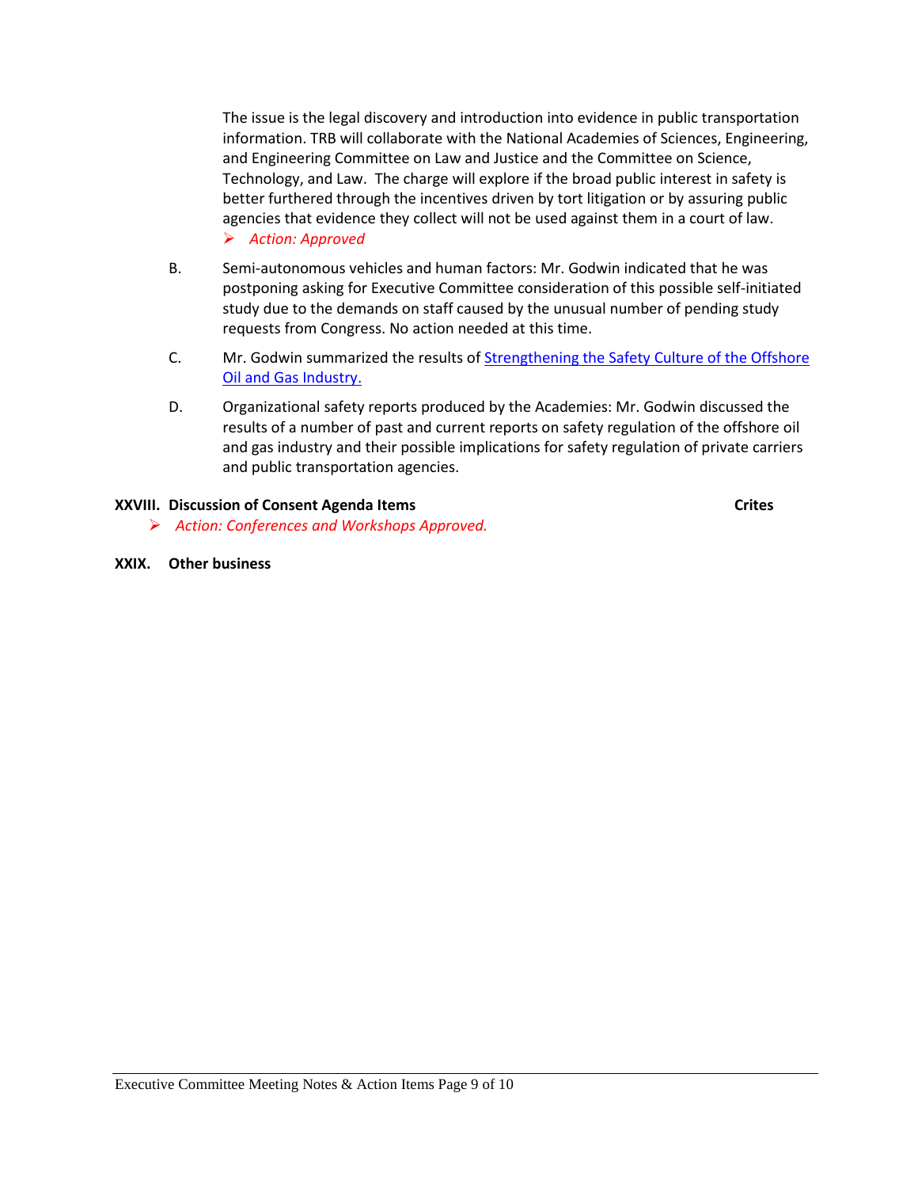The issue is the legal discovery and introduction into evidence in public transportation information. TRB will collaborate with the National Academies of Sciences, Engineering, and Engineering Committee on Law and Justice and the Committee on Science, Technology, and Law. The charge will explore if the broad public interest in safety is better furthered through the incentives driven by tort litigation or by assuring public agencies that evidence they collect will not be used against them in a court of law.

- *Action: Approved*

B. Semi-autonomous vehicles and human factors: Mr. Godwin indicated that he was postponing asking for Executive Committee consideration of this possible self-initiated study due to the demands on staff caused by the unusual number of pending study requests from Congress. No action needed at this time.

C. Mr. Godwin summarized the results of [Strengthening the Safety Culture of the Offshore Oil and Gas Industry.]()

D. Organizational safety reports produced by the Academies: Mr. Godwin discussed the results of a number of past and current reports on safety regulation of the offshore oil and gas industry and their possible implications for safety regulation of private carriers and public transportation agencies.

**XXVIII. Discussion of Consent Agenda Items** **Crites**

- *Action: Conferences and Workshops Approved.*

**XXIX. Other business**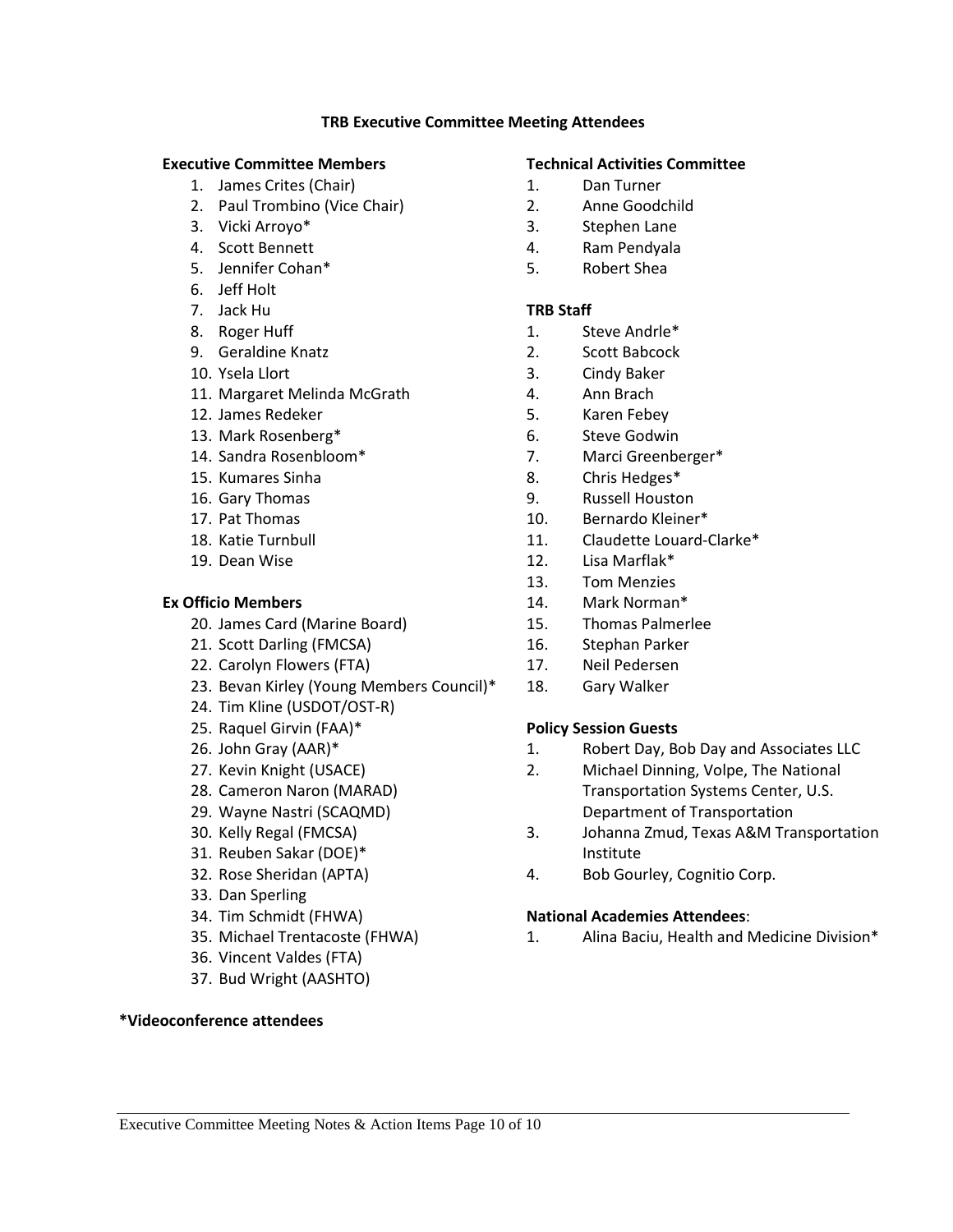## TRB Executive Committee Meeting Attendees

### Executive Committee Members

1. James Crites (Chair)
2. Paul Trombino (Vice Chair)
3. Vicki Arroyo*
4. Scott Bennett
5. Jennifer Cohan*
6. Jeff Holt
7. Jack Hu
8. Roger Huff
9. Geraldine Knatz
10. Ysela Llort
11. Margaret Melinda McGrath
12. James Redeker
13. Mark Rosenberg*
14. Sandra Rosenbloom*
15. Kumares Sinha
16. Gary Thomas
17. Pat Thomas
18. Katie Turnbull
19. Dean Wise

### Ex Officio Members

20. James Card (Marine Board)
21. Scott Darling (FMCSA)
22. Carolyn Flowers (FTA)
23. Bevan Kirley (Young Members Council)*
24. Tim Kline (USDOT/OST-R)
25. Raquel Girvin (FAA)*
26. John Gray (AAR)*
27. Kevin Knight (USACE)
28. Cameron Naron (MARAD)
29. Wayne Nastri (SCAQMD)
30. Kelly Regal (FMCSA)
31. Reuben Sakar (DOE)*
32. Rose Sheridan (APTA)
33. Dan Sperling
34. Tim Schmidt (FHWA)
35. Michael Trentacoste (FHWA)
36. Vincent Valdes (FTA)
37. Bud Wright (AASHTO)

### Technical Activities Committee

1. Dan Turner
2. Anne Goodchild
3. Stephen Lane
4. Ram Pendyala
5. Robert Shea

### TRB Staff

1. Steve Andrle*
2. Scott Babcock
3. Cindy Baker
4. Ann Brach
5. Karen Febey
6. Steve Godwin
7. Marci Greenberger*
8. Chris Hedges*
9. Russell Houston
10. Bernardo Kleiner*
11. Claudette Louard-Clarke*
12. Lisa Marflak*
13. Tom Menzies
14. Mark Norman*
15. Thomas Palmerlee
16. Stephan Parker
17. Neil Pedersen
18. Gary Walker

### Policy Session Guests

1. Robert Day, Bob Day and Associates LLC
2. Michael Dinning, Volpe, The National Transportation Systems Center, U.S. Department of Transportation
3. Johanna Zmud, Texas A&M Transportation Institute
4. Bob Gourley, Cognitio Corp.

### National Academies Attendees:

1. Alina Baciu, Health and Medicine Division*

**\*Videoconference attendees**